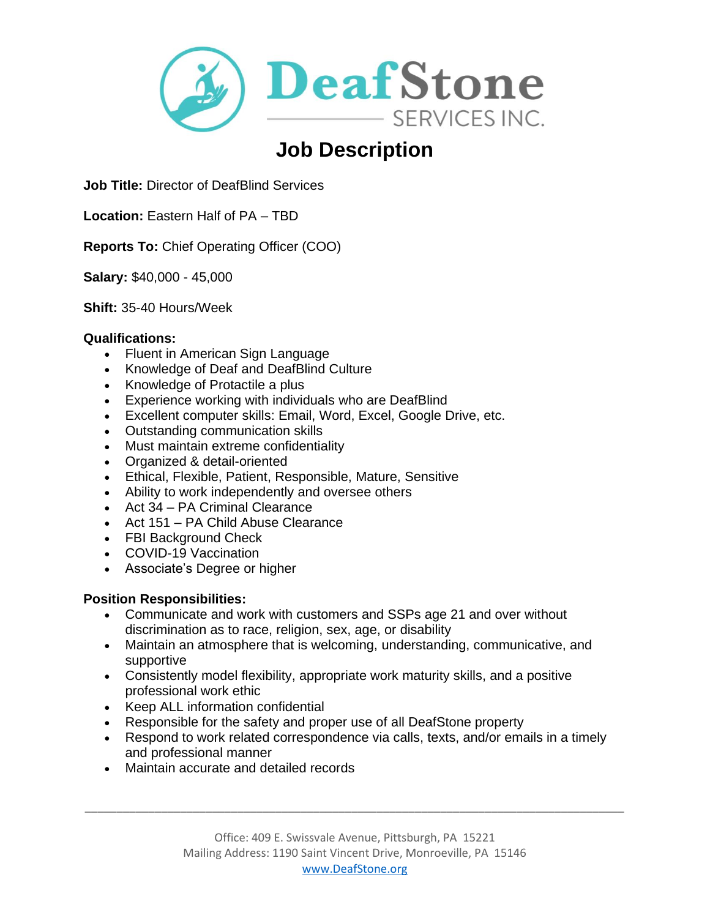# DeafStone SERVICES INC.

## Job Description

**Job Title:** Director of DeafBlind Services

**Location:** Eastern Half of PA – TBD

**Reports To:** Chief Operating Officer (COO)

**Salary:** $40,000 - 45,000

**Shift:** 35-40 Hours/Week

**Qualifications:**

- Fluent in American Sign Language
- Knowledge of Deaf and DeafBlind Culture
- Knowledge of Protactile a plus
- Experience working with individuals who are DeafBlind
- Excellent computer skills: Email, Word, Excel, Google Drive, etc.
- Outstanding communication skills
- Must maintain extreme confidentiality
- Organized & detail-oriented
- Ethical, Flexible, Patient, Responsible, Mature, Sensitive
- Ability to work independently and oversee others
- Act 34 – PA Criminal Clearance
- Act 151 – PA Child Abuse Clearance
- FBI Background Check
- COVID-19 Vaccination
- Associate's Degree or higher

**Position Responsibilities:**

- Communicate and work with customers and SSPs age 21 and over without discrimination as to race, religion, sex, age, or disability
- Maintain an atmosphere that is welcoming, understanding, communicative, and supportive
- Consistently model flexibility, appropriate work maturity skills, and a positive professional work ethic
- Keep ALL information confidential
- Responsible for the safety and proper use of all DeafStone property
- Respond to work related correspondence via calls, texts, and/or emails in a timely and professional manner
- Maintain accurate and detailed records

Office: 409 E. Swissvale Avenue, Pittsburgh, PA 15221
Mailing Address: 1190 Saint Vincent Drive, Monroeville, PA 15146
www.DeafStone.org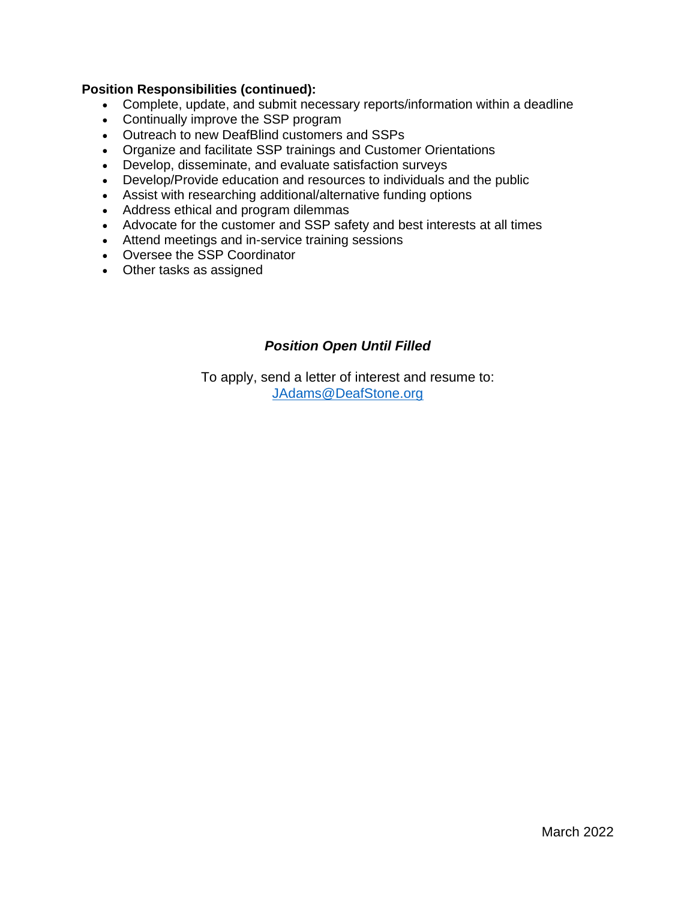**Position Responsibilities (continued):**

- Complete, update, and submit necessary reports/information within a deadline
- Continually improve the SSP program
- Outreach to new DeafBlind customers and SSPs
- Organize and facilitate SSP trainings and Customer Orientations
- Develop, disseminate, and evaluate satisfaction surveys
- Develop/Provide education and resources to individuals and the public
- Assist with researching additional/alternative funding options
- Address ethical and program dilemmas
- Advocate for the customer and SSP safety and best interests at all times
- Attend meetings and in-service training sessions
- Oversee the SSP Coordinator
- Other tasks as assigned

***Position Open Until Filled***

To apply, send a letter of interest and resume to:
JAdams@DeafStone.org

March 2022